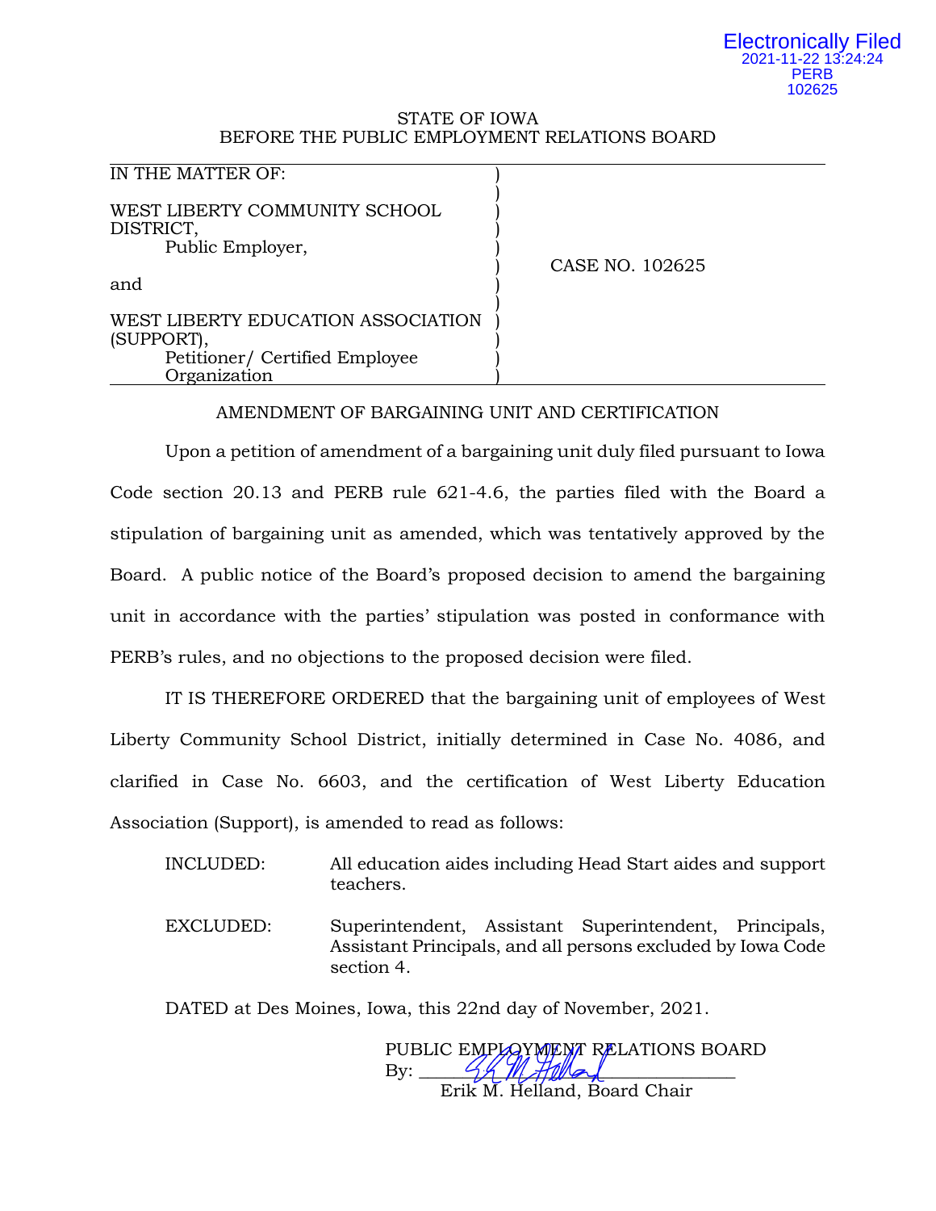Electronically Filed
2021-11-22 13:24:24
PERB
102625

STATE OF IOWA
BEFORE THE PUBLIC EMPLOYMENT RELATIONS BOARD

| | |
|---|---|
| IN THE MATTER OF:<br><br>WEST LIBERTY COMMUNITY SCHOOL DISTRICT,<br>Public Employer,<br><br>and<br><br>WEST LIBERTY EDUCATION ASSOCIATION (SUPPORT),<br>Petitioner/ Certified Employee Organization | CASE NO. 102625 |

AMENDMENT OF BARGAINING UNIT AND CERTIFICATION

Upon a petition of amendment of a bargaining unit duly filed pursuant to Iowa Code section 20.13 and PERB rule 621-4.6, the parties filed with the Board a stipulation of bargaining unit as amended, which was tentatively approved by the Board. A public notice of the Board's proposed decision to amend the bargaining unit in accordance with the parties' stipulation was posted in conformance with PERB's rules, and no objections to the proposed decision were filed.

IT IS THEREFORE ORDERED that the bargaining unit of employees of West Liberty Community School District, initially determined in Case No. 4086, and clarified in Case No. 6603, and the certification of West Liberty Education Association (Support), is amended to read as follows:

INCLUDED: All education aides including Head Start aides and support teachers.

EXCLUDED: Superintendent, Assistant Superintendent, Principals, Assistant Principals, and all persons excluded by Iowa Code section 4.

DATED at Des Moines, Iowa, this 22nd day of November, 2021.

PUBLIC EMPLOYMENT RELATIONS BOARD
By: ______________________________
Erik M. Helland, Board Chair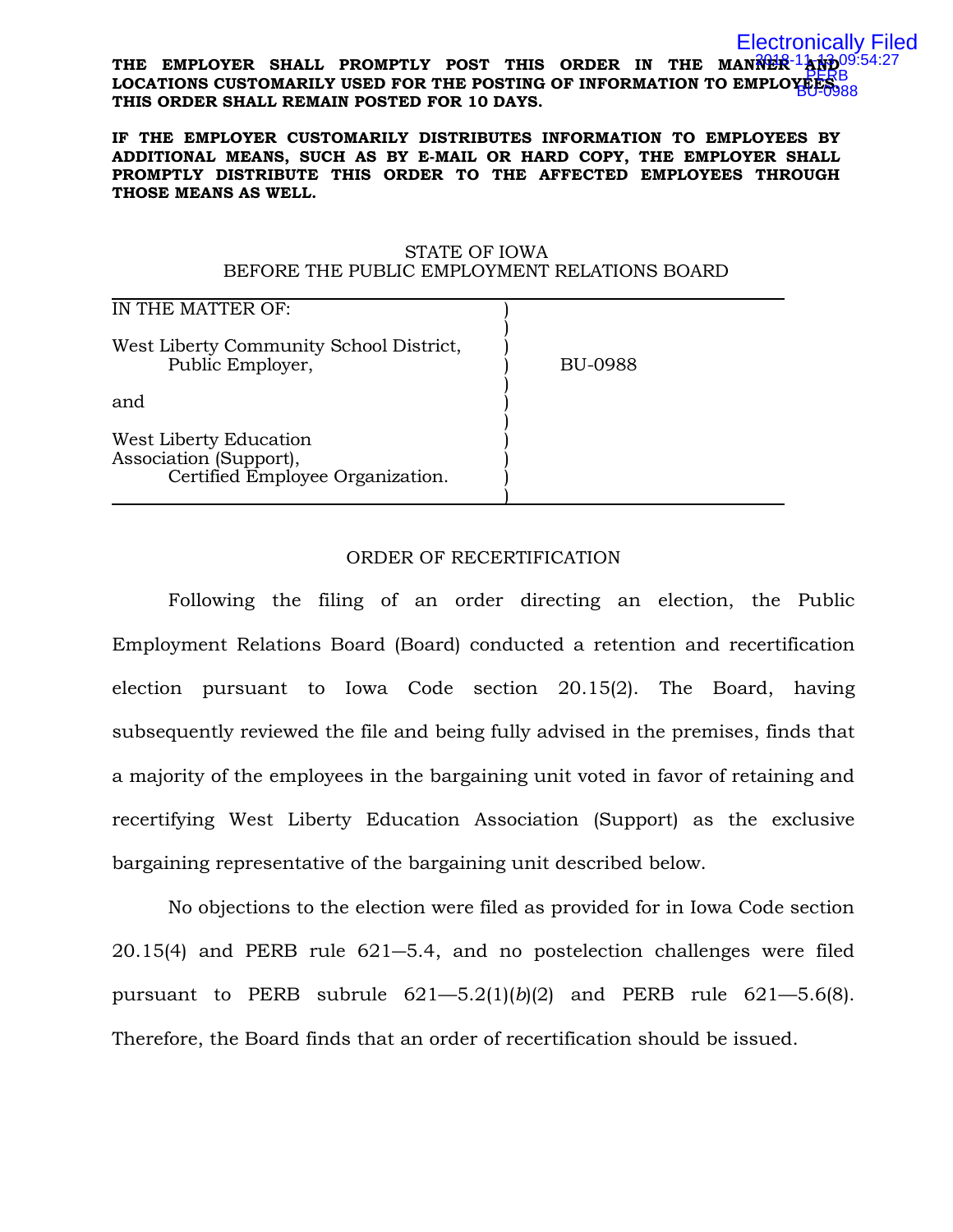**THE EMPLOYER SHALL PROMPTLY POST THIS ORDER IN THE MANNER AND LOCATIONS CUSTOMARILY USED FOR THE POSTING OF INFORMATION TO EMPLOYEES. THIS ORDER SHALL REMAIN POSTED FOR 10 DAYS.**

**IF THE EMPLOYER CUSTOMARILY DISTRIBUTES INFORMATION TO EMPLOYEES BY ADDITIONAL MEANS, SUCH AS BY E-MAIL OR HARD COPY, THE EMPLOYER SHALL PROMPTLY DISTRIBUTE THIS ORDER TO THE AFFECTED EMPLOYEES THROUGH THOSE MEANS AS WELL.**

STATE OF IOWA
BEFORE THE PUBLIC EMPLOYMENT RELATIONS BOARD

| | |
|---|---|
| IN THE MATTER OF:<br><br>West Liberty Community School District,<br>Public Employer,<br><br>and<br><br>West Liberty Education Association (Support),<br>Certified Employee Organization. | BU-0988 |

ORDER OF RECERTIFICATION

Following the filing of an order directing an election, the Public Employment Relations Board (Board) conducted a retention and recertification election pursuant to Iowa Code section 20.15(2). The Board, having subsequently reviewed the file and being fully advised in the premises, finds that a majority of the employees in the bargaining unit voted in favor of retaining and recertifying West Liberty Education Association (Support) as the exclusive bargaining representative of the bargaining unit described below.

No objections to the election were filed as provided for in Iowa Code section 20.15(4) and PERB rule 621—5.4, and no postelection challenges were filed pursuant to PERB subrule 621—5.2(1)(*b*)(2) and PERB rule 621—5.6(8). Therefore, the Board finds that an order of recertification should be issued.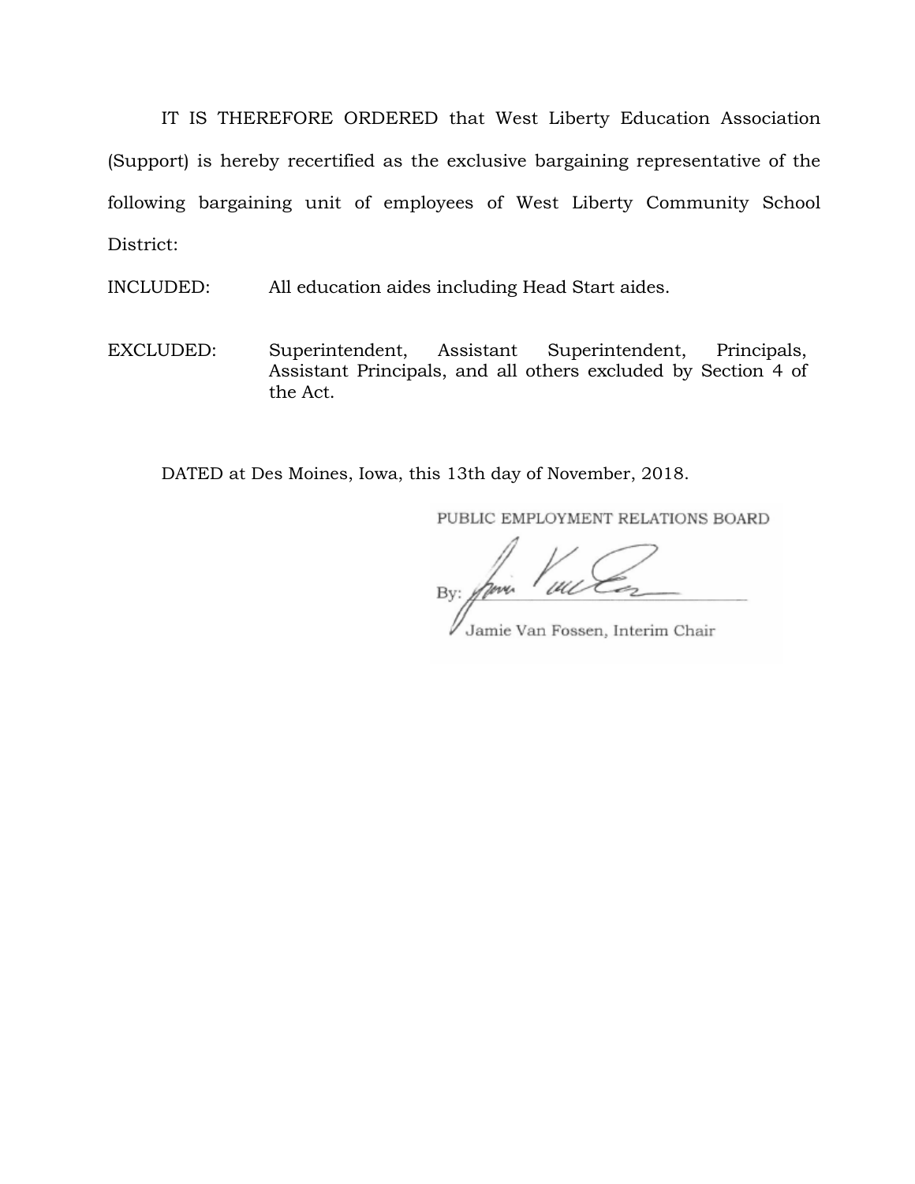IT IS THEREFORE ORDERED that West Liberty Education Association (Support) is hereby recertified as the exclusive bargaining representative of the following bargaining unit of employees of West Liberty Community School District:

INCLUDED: All education aides including Head Start aides.

EXCLUDED: Superintendent, Assistant Superintendent, Principals, Assistant Principals, and all others excluded by Section 4 of the Act.

DATED at Des Moines, Iowa, this 13th day of November, 2018.

PUBLIC EMPLOYMENT RELATIONS BOARD

By: ________________________

Jamie Van Fossen, Interim Chair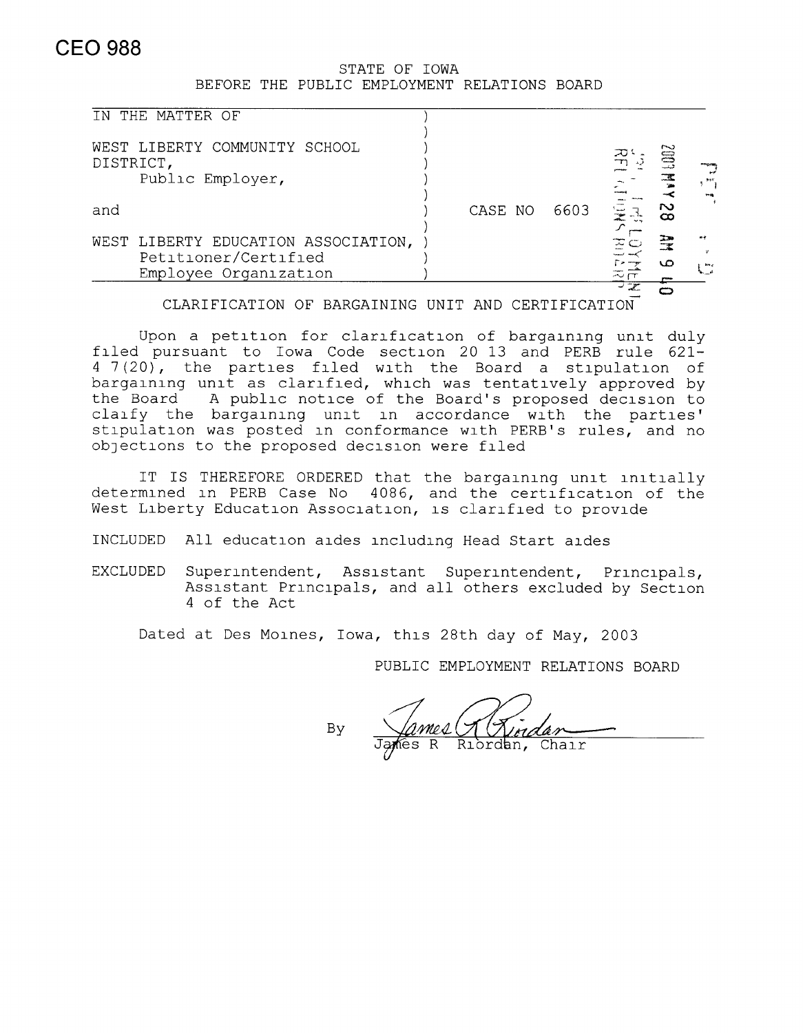CEO 988

STATE OF IOWA
BEFORE THE PUBLIC EMPLOYMENT RELATIONS BOARD

| | |
|---|---|
| IN THE MATTER OF<br><br>WEST LIBERTY COMMUNITY SCHOOL DISTRICT,<br>Public Employer,<br><br>and<br><br>WEST LIBERTY EDUCATION ASSOCIATION,<br>Petitioner/Certified Employee Organization | CASE NO 6603 |

2003 MAY 28 AM 9 40

## CLARIFICATION OF BARGAINING UNIT AND CERTIFICATION

Upon a petition for clarification of bargaining unit duly filed pursuant to Iowa Code section 20 13 and PERB rule 621-4 7(20), the parties filed with the Board a stipulation of bargaining unit as clarified, which was tentatively approved by the Board A public notice of the Board's proposed decision to claify the bargaining unit in accordance with the parties' stipulation was posted in conformance with PERB's rules, and no objections to the proposed decision were filed

IT IS THEREFORE ORDERED that the bargaining unit initially determined in PERB Case No 4086, and the certification of the West Liberty Education Association, is clarified to provide

INCLUDED All education aides including Head Start aides

EXCLUDED Superintendent, Assistant Superintendent, Principals, Assistant Principals, and all others excluded by Section 4 of the Act

Dated at Des Moines, Iowa, this 28th day of May, 2003

PUBLIC EMPLOYMENT RELATIONS BOARD

By James R Riordan

James R Riordan, Chair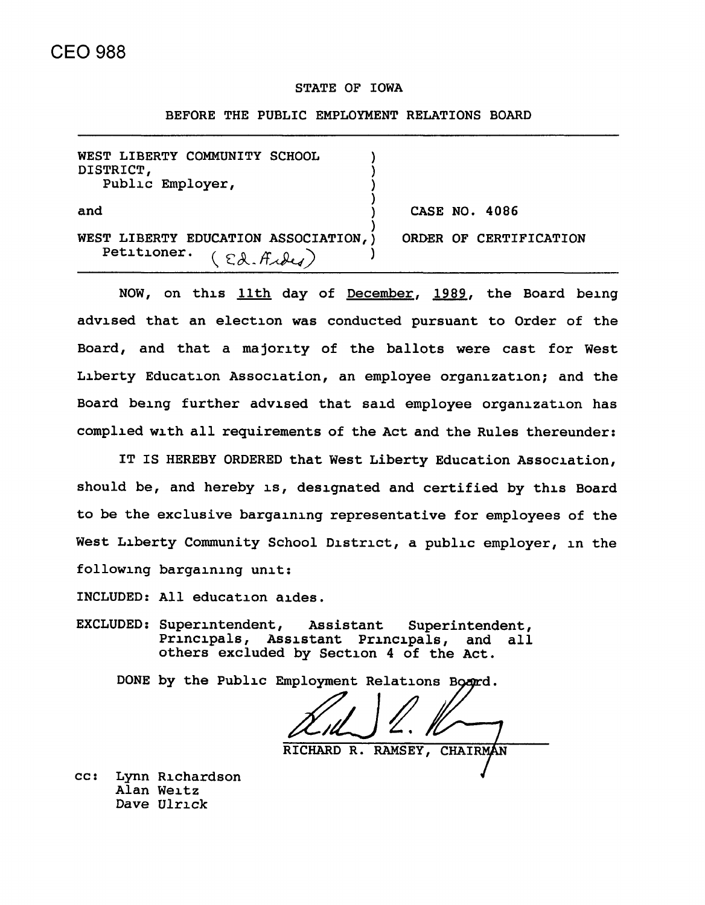CEO 988

STATE OF IOWA

BEFORE THE PUBLIC EMPLOYMENT RELATIONS BOARD

| | |
|---|---|
| WEST LIBERTY COMMUNITY SCHOOL DISTRICT, Public Employer, | |
| and | CASE NO. 4086 |
| WEST LIBERTY EDUCATION ASSOCIATION, Petitioner. (Ed. Aides) | ORDER OF CERTIFICATION |

NOW, on this 11th day of December, 1989, the Board being advised that an election was conducted pursuant to Order of the Board, and that a majority of the ballots were cast for West Liberty Education Association, an employee organization; and the Board being further advised that said employee organization has complied with all requirements of the Act and the Rules thereunder:

IT IS HEREBY ORDERED that West Liberty Education Association, should be, and hereby is, designated and certified by this Board to be the exclusive bargaining representative for employees of the West Liberty Community School District, a public employer, in the following bargaining unit:

INCLUDED: All education aides.

EXCLUDED: Superintendent, Assistant Superintendent, Principals, Assistant Principals, and all others excluded by Section 4 of the Act.

DONE by the Public Employment Relations Board.

RICHARD R. RAMSEY, CHAIRMAN

cc: Lynn Richardson
Alan Weitz
Dave Ulrick